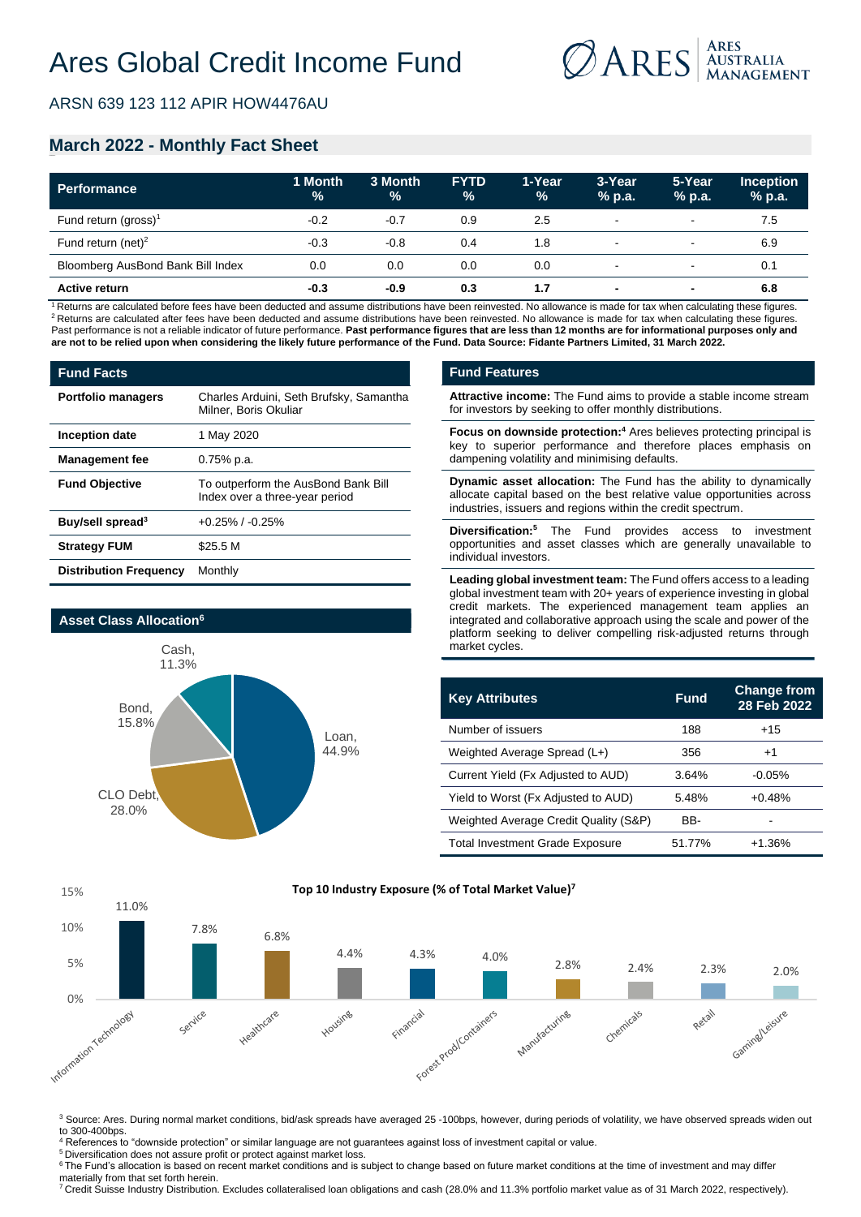# Ares Global Credit Income Fund

ARSN 639 123 112 APIR HOW4476AU

## March 2022 - Monthly Fact Sheet

| Performance | 1 Month % | 3 Month % | FYTD % | 1-Year % | 3-Year % p.a. | 5-Year % p.a. | Inception % p.a. |
|---|---|---|---|---|---|---|---|
| Fund return (gross)[1] | -0.2 | -0.7 | 0.9 | 2.5 | - | - | 7.5 |
| Fund return (net)[2] | -0.3 | -0.8 | 0.4 | 1.8 | - | - | 6.9 |
| Bloomberg AusBond Bank Bill Index | 0.0 | 0.0 | 0.0 | 0.0 | - | - | 0.1 |
| **Active return** | **-0.3** | **-0.9** | **0.3** | **1.7** | **-** | **-** | **6.8** |

[1] Returns are calculated before fees have been deducted and assume distributions have been reinvested. No allowance is made for tax when calculating these figures.
[2] Returns are calculated after fees have been deducted and assume distributions have been reinvested. No allowance is made for tax when calculating these figures.
Past performance is not a reliable indicator of future performance. **Past performance figures that are less than 12 months are for informational purposes only and are not to be relied upon when considering the likely future performance of the Fund. Data Source: Fidante Partners Limited, 31 March 2022.**

### Fund Facts

| | |
|---|---|
| **Portfolio managers** | Charles Arduini, Seth Brufsky, Samantha Milner, Boris Okuliar |
| **Inception date** | 1 May 2020 |
| **Management fee** | 0.75% p.a. |
| **Fund Objective** | To outperform the AusBond Bank Bill Index over a three-year period |
| **Buy/sell spread[3]** | +0.25% / -0.25% |
| **Strategy FUM** | $25.5 M |
| **Distribution Frequency** | Monthly |

### Asset Class Allocation[6]

| Asset Class | % |
|---|---|
| Loan | 44.9% |
| CLO Debt | 28.0% |
| Bond | 15.8% |
| Cash | 11.3% |

### Fund Features

**Attractive income:** The Fund aims to provide a stable income stream for investors by seeking to offer monthly distributions.

**Focus on downside protection:[4]** Ares believes protecting principal is key to superior performance and therefore places emphasis on dampening volatility and minimising defaults.

**Dynamic asset allocation:** The Fund has the ability to dynamically allocate capital based on the best relative value opportunities across industries, issuers and regions within the credit spectrum.

**Diversification:[5]** The Fund provides access to investment opportunities and asset classes which are generally unavailable to individual investors.

**Leading global investment team:** The Fund offers access to a leading global investment team with 20+ years of experience investing in global credit markets. The experienced management team applies an integrated and collaborative approach using the scale and power of the platform seeking to deliver compelling risk-adjusted returns through market cycles.

| Key Attributes | Fund | Change from 28 Feb 2022 |
|---|---|---|
| Number of issuers | 188 | +15 |
| Weighted Average Spread (L+) | 356 | +1 |
| Current Yield (Fx Adjusted to AUD) | 3.64% | -0.05% |
| Yield to Worst (Fx Adjusted to AUD) | 5.48% | +0.48% |
| Weighted Average Credit Quality (S&P) | BB- | - |
| Total Investment Grade Exposure | 51.77% | +1.36% |

### Top 10 Industry Exposure (% of Total Market Value)[7]

| Industry | % |
|---|---|
| Information Technology | 11.0% |
| Service | 7.8% |
| Healthcare | 6.8% |
| Housing | 4.4% |
| Financial | 4.3% |
| Forest Prod/Containers | 4.0% |
| Manufacturing | 2.8% |
| Chemicals | 2.4% |
| Retail | 2.3% |
| Gaming/Leisure | 2.0% |

[3] Source: Ares. During normal market conditions, bid/ask spreads have averaged 25 -100bps, however, during periods of volatility, we have observed spreads widen out to 300-400bps.
[4] References to "downside protection" or similar language are not guarantees against loss of investment capital or value.
[5] Diversification does not assure profit or protect against market loss.
[6] The Fund's allocation is based on recent market conditions and is subject to change based on future market conditions at the time of investment and may differ materially from that set forth herein.
[7] Credit Suisse Industry Distribution. Excludes collateralised loan obligations and cash (28.0% and 11.3% portfolio market value as of 31 March 2022, respectively).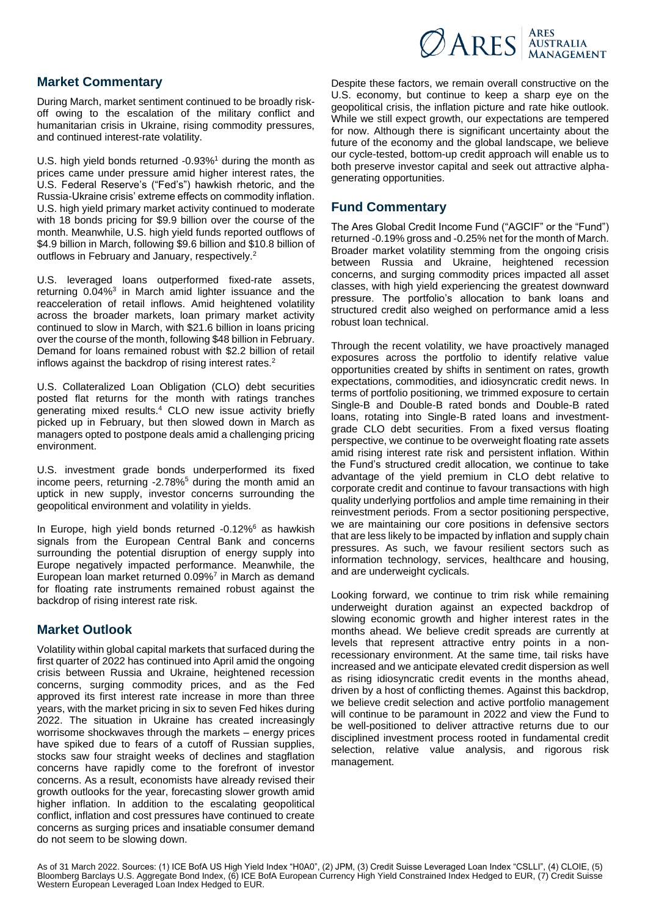## Market Commentary

During March, market sentiment continued to be broadly risk-off owing to the escalation of the military conflict and humanitarian crisis in Ukraine, rising commodity pressures, and continued interest-rate volatility.

U.S. high yield bonds returned -0.93%[1] during the month as prices came under pressure amid higher interest rates, the U.S. Federal Reserve's ("Fed's") hawkish rhetoric, and the Russia-Ukraine crisis' extreme effects on commodity inflation. U.S. high yield primary market activity continued to moderate with 18 bonds pricing for $9.9 billion over the course of the month. Meanwhile, U.S. high yield funds reported outflows of $4.9 billion in March, following $9.6 billion and $10.8 billion of outflows in February and January, respectively.[2]

U.S. leveraged loans outperformed fixed-rate assets, returning 0.04%[3] in March amid lighter issuance and the reacceleration of retail inflows. Amid heightened volatility across the broader markets, loan primary market activity continued to slow in March, with $21.6 billion in loans pricing over the course of the month, following $48 billion in February. Demand for loans remained robust with $2.2 billion of retail inflows against the backdrop of rising interest rates.[2]

U.S. Collateralized Loan Obligation (CLO) debt securities posted flat returns for the month with ratings tranches generating mixed results.[4] CLO new issue activity briefly picked up in February, but then slowed down in March as managers opted to postpone deals amid a challenging pricing environment.

U.S. investment grade bonds underperformed its fixed income peers, returning -2.78%[5] during the month amid an uptick in new supply, investor concerns surrounding the geopolitical environment and volatility in yields.

In Europe, high yield bonds returned -0.12%[6] as hawkish signals from the European Central Bank and concerns surrounding the potential disruption of energy supply into Europe negatively impacted performance. Meanwhile, the European loan market returned 0.09%[7] in March as demand for floating rate instruments remained robust against the backdrop of rising interest rate risk.

## Market Outlook

Volatility within global capital markets that surfaced during the first quarter of 2022 has continued into April amid the ongoing crisis between Russia and Ukraine, heightened recession concerns, surging commodity prices, and as the Fed approved its first interest rate increase in more than three years, with the market pricing in six to seven Fed hikes during 2022. The situation in Ukraine has created increasingly worrisome shockwaves through the markets – energy prices have spiked due to fears of a cutoff of Russian supplies, stocks saw four straight weeks of declines and stagflation concerns have rapidly come to the forefront of investor concerns. As a result, economists have already revised their growth outlooks for the year, forecasting slower growth amid higher inflation. In addition to the escalating geopolitical conflict, inflation and cost pressures have continued to create concerns as surging prices and insatiable consumer demand do not seem to be slowing down.

Despite these factors, we remain overall constructive on the U.S. economy, but continue to keep a sharp eye on the geopolitical crisis, the inflation picture and rate hike outlook. While we still expect growth, our expectations are tempered for now. Although there is significant uncertainty about the future of the economy and the global landscape, we believe our cycle-tested, bottom-up credit approach will enable us to both preserve investor capital and seek out attractive alpha-generating opportunities.

## Fund Commentary

The Ares Global Credit Income Fund ("AGCIF" or the "Fund") returned -0.19% gross and -0.25% net for the month of March. Broader market volatility stemming from the ongoing crisis between Russia and Ukraine, heightened recession concerns, and surging commodity prices impacted all asset classes, with high yield experiencing the greatest downward pressure. The portfolio's allocation to bank loans and structured credit also weighed on performance amid a less robust loan technical.

Through the recent volatility, we have proactively managed exposures across the portfolio to identify relative value opportunities created by shifts in sentiment on rates, growth expectations, commodities, and idiosyncratic credit news. In terms of portfolio positioning, we trimmed exposure to certain Single-B and Double-B rated bonds and Double-B rated loans, rotating into Single-B rated loans and investment-grade CLO debt securities. From a fixed versus floating perspective, we continue to be overweight floating rate assets amid rising interest rate risk and persistent inflation. Within the Fund's structured credit allocation, we continue to take advantage of the yield premium in CLO debt relative to corporate credit and continue to favour transactions with high quality underlying portfolios and ample time remaining in their reinvestment periods. From a sector positioning perspective, we are maintaining our core positions in defensive sectors that are less likely to be impacted by inflation and supply chain pressures. As such, we favour resilient sectors such as information technology, services, healthcare and housing, and are underweight cyclicals.

Looking forward, we continue to trim risk while remaining underweight duration against an expected backdrop of slowing economic growth and higher interest rates in the months ahead. We believe credit spreads are currently at levels that represent attractive entry points in a non-recessionary environment. At the same time, tail risks have increased and we anticipate elevated credit dispersion as well as rising idiosyncratic credit events in the months ahead, driven by a host of conflicting themes. Against this backdrop, we believe credit selection and active portfolio management will continue to be paramount in 2022 and view the Fund to be well-positioned to deliver attractive returns due to our disciplined investment process rooted in fundamental credit selection, relative value analysis, and rigorous risk management.

As of 31 March 2022. Sources: (1) ICE BofA US High Yield Index "H0A0", (2) JPM, (3) Credit Suisse Leveraged Loan Index "CSLLI", (4) CLOIE, (5) Bloomberg Barclays U.S. Aggregate Bond Index, (6) ICE BofA European Currency High Yield Constrained Index Hedged to EUR, (7) Credit Suisse Western European Leveraged Loan Index Hedged to EUR.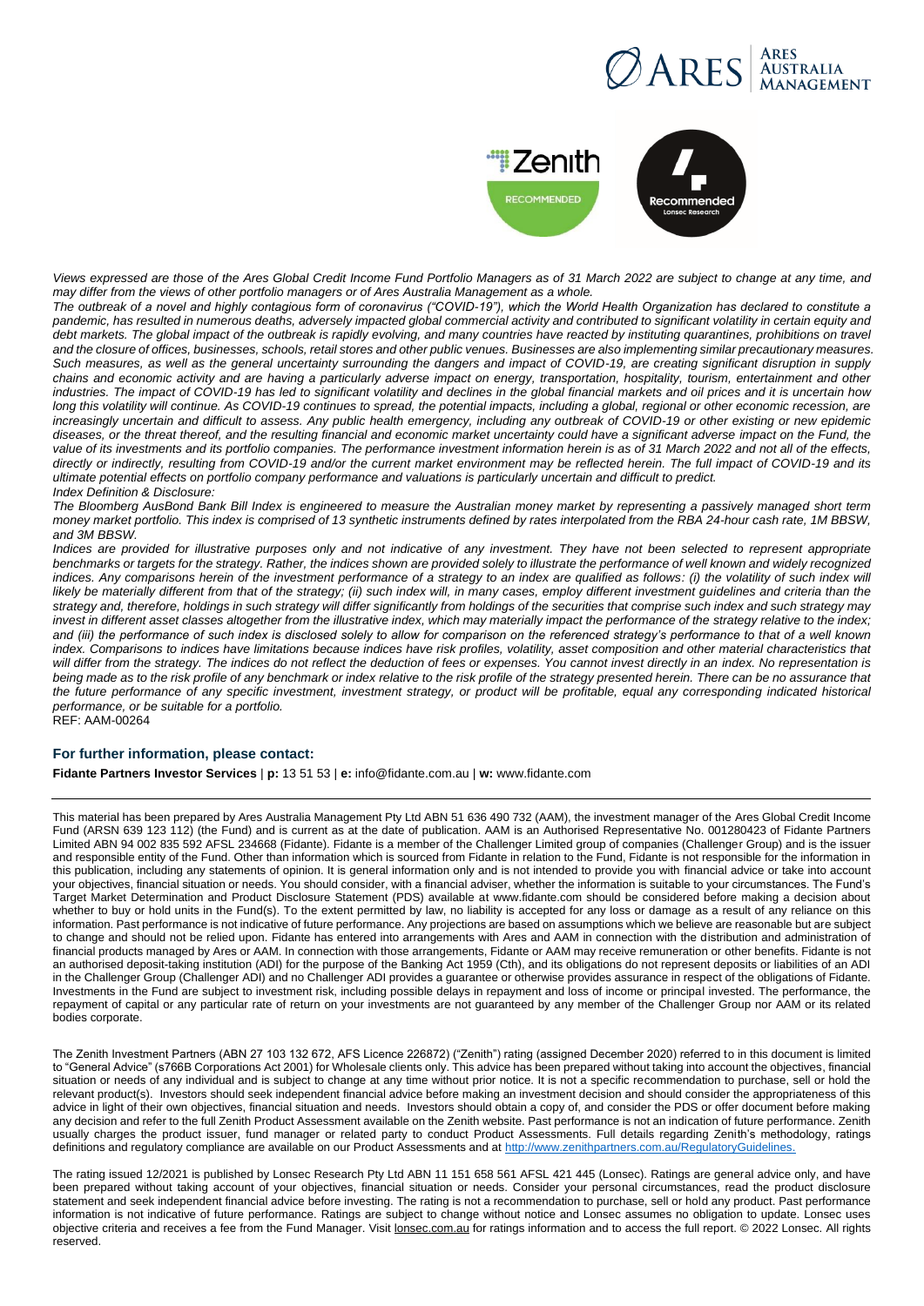*Views expressed are those of the Ares Global Credit Income Fund Portfolio Managers as of 31 March 2022 are subject to change at any time, and may differ from the views of other portfolio managers or of Ares Australia Management as a whole.*

*The outbreak of a novel and highly contagious form of coronavirus ("COVID-19"), which the World Health Organization has declared to constitute a pandemic, has resulted in numerous deaths, adversely impacted global commercial activity and contributed to significant volatility in certain equity and debt markets. The global impact of the outbreak is rapidly evolving, and many countries have reacted by instituting quarantines, prohibitions on travel and the closure of offices, businesses, schools, retail stores and other public venues. Businesses are also implementing similar precautionary measures. Such measures, as well as the general uncertainty surrounding the dangers and impact of COVID-19, are creating significant disruption in supply chains and economic activity and are having a particularly adverse impact on energy, transportation, hospitality, tourism, entertainment and other industries. The impact of COVID-19 has led to significant volatility and declines in the global financial markets and oil prices and it is uncertain how long this volatility will continue. As COVID-19 continues to spread, the potential impacts, including a global, regional or other economic recession, are increasingly uncertain and difficult to assess. Any public health emergency, including any outbreak of COVID-19 or other existing or new epidemic diseases, or the threat thereof, and the resulting financial and economic market uncertainty could have a significant adverse impact on the Fund, the value of its investments and its portfolio companies. The performance investment information herein is as of 31 March 2022 and not all of the effects, directly or indirectly, resulting from COVID-19 and/or the current market environment may be reflected herein. The full impact of COVID-19 and its ultimate potential effects on portfolio company performance and valuations is particularly uncertain and difficult to predict.*

*Index Definition & Disclosure:*

*The Bloomberg AusBond Bank Bill Index is engineered to measure the Australian money market by representing a passively managed short term money market portfolio. This index is comprised of 13 synthetic instruments defined by rates interpolated from the RBA 24-hour cash rate, 1M BBSW, and 3M BBSW.*

*Indices are provided for illustrative purposes only and not indicative of any investment. They have not been selected to represent appropriate benchmarks or targets for the strategy. Rather, the indices shown are provided solely to illustrate the performance of well known and widely recognized indices. Any comparisons herein of the investment performance of a strategy to an index are qualified as follows: (i) the volatility of such index will likely be materially different from that of the strategy; (ii) such index will, in many cases, employ different investment guidelines and criteria than the strategy and, therefore, holdings in such strategy will differ significantly from holdings of the securities that comprise such index and such strategy may invest in different asset classes altogether from the illustrative index, which may materially impact the performance of the strategy relative to the index; and (iii) the performance of such index is disclosed solely to allow for comparison on the referenced strategy's performance to that of a well known index. Comparisons to indices have limitations because indices have risk profiles, volatility, asset composition and other material characteristics that will differ from the strategy. The indices do not reflect the deduction of fees or expenses. You cannot invest directly in an index. No representation is being made as to the risk profile of any benchmark or index relative to the risk profile of the strategy presented herein. There can be no assurance that the future performance of any specific investment, investment strategy, or product will be profitable, equal any corresponding indicated historical performance, or be suitable for a portfolio.*

REF: AAM-00264

### For further information, please contact:

**Fidante Partners Investor Services** | **p:** 13 51 53 | **e:** info@fidante.com.au | **w:** www.fidante.com

This material has been prepared by Ares Australia Management Pty Ltd ABN 51 636 490 732 (AAM), the investment manager of the Ares Global Credit Income Fund (ARSN 639 123 112) (the Fund) and is current as at the date of publication. AAM is an Authorised Representative No. 001280423 of Fidante Partners Limited ABN 94 002 835 592 AFSL 234668 (Fidante). Fidante is a member of the Challenger Limited group of companies (Challenger Group) and is the issuer and responsible entity of the Fund. Other than information which is sourced from Fidante in relation to the Fund, Fidante is not responsible for the information in this publication, including any statements of opinion. It is general information only and is not intended to provide you with financial advice or take into account your objectives, financial situation or needs. You should consider, with a financial adviser, whether the information is suitable to your circumstances. The Fund's Target Market Determination and Product Disclosure Statement (PDS) available at www.fidante.com should be considered before making a decision about whether to buy or hold units in the Fund(s). To the extent permitted by law, no liability is accepted for any loss or damage as a result of any reliance on this information. Past performance is not indicative of future performance. Any projections are based on assumptions which we believe are reasonable but are subject to change and should not be relied upon. Fidante has entered into arrangements with Ares and AAM in connection with the distribution and administration of financial products managed by Ares or AAM. In connection with those arrangements, Fidante or AAM may receive remuneration or other benefits. Fidante is not an authorised deposit-taking institution (ADI) for the purpose of the Banking Act 1959 (Cth), and its obligations do not represent deposits or liabilities of an ADI in the Challenger Group (Challenger ADI) and no Challenger ADI provides a guarantee or otherwise provides assurance in respect of the obligations of Fidante. Investments in the Fund are subject to investment risk, including possible delays in repayment and loss of income or principal invested. The performance, the repayment of capital or any particular rate of return on your investments are not guaranteed by any member of the Challenger Group nor AAM or its related bodies corporate.

The Zenith Investment Partners (ABN 27 103 132 672, AFS Licence 226872) ("Zenith") rating (assigned December 2020) referred to in this document is limited to "General Advice" (s766B Corporations Act 2001) for Wholesale clients only. This advice has been prepared without taking into account the objectives, financial situation or needs of any individual and is subject to change at any time without prior notice. It is not a specific recommendation to purchase, sell or hold the relevant product(s). Investors should seek independent financial advice before making an investment decision and should consider the appropriateness of this advice in light of their own objectives, financial situation and needs. Investors should obtain a copy of, and consider the PDS or offer document before making any decision and refer to the full Zenith Product Assessment available on the Zenith website. Past performance is not an indication of future performance. Zenith usually charges the product issuer, fund manager or related party to conduct Product Assessments. Full details regarding Zenith's methodology, ratings definitions and regulatory compliance are available on our Product Assessments and at http://www.zenithpartners.com.au/RegulatoryGuidelines.

The rating issued 12/2021 is published by Lonsec Research Pty Ltd ABN 11 151 658 561 AFSL 421 445 (Lonsec). Ratings are general advice only, and have been prepared without taking account of your objectives, financial situation or needs. Consider your personal circumstances, read the product disclosure statement and seek independent financial advice before investing. The rating is not a recommendation to purchase, sell or hold any product. Past performance information is not indicative of future performance. Ratings are subject to change without notice and Lonsec assumes no obligation to update. Lonsec uses objective criteria and receives a fee from the Fund Manager. Visit lonsec.com.au for ratings information and to access the full report. © 2022 Lonsec. All rights reserved.